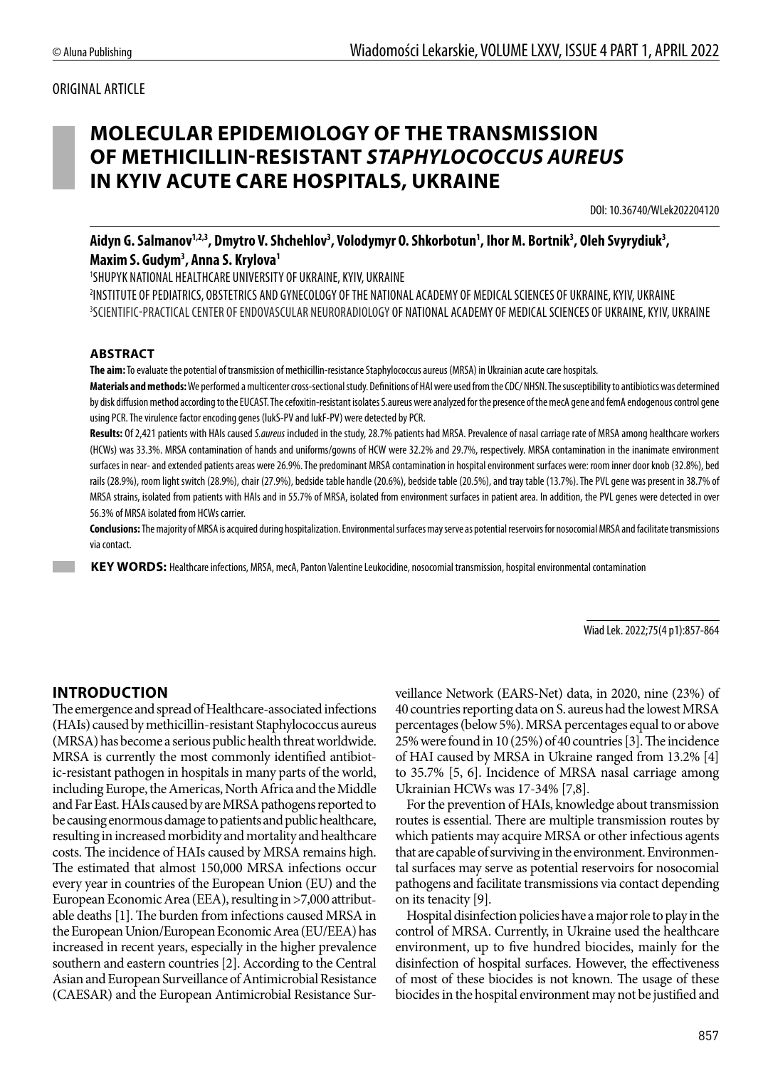ORIGINAL ARTICLE

# MOLECULAR EPIDEMIOLOGY OF THE TRANSMISSION OF METHICILLIN-RESISTANT *STAPHYLOCOCCUS AUREUS* IN KYIV ACUTE CARE HOSPITALS, UKRAINE

DOI: 10.36740/WLek202204120

**Aidyn G. Salmanov[1,2,3], Dmytro V. Shchehlov[3], Volodymyr O. Shkorbotun[1], Ihor M. Bortnik[3], Oleh Svyrydiuk[3], Maxim S. Gudym[3], Anna S. Krylova[1]**

[1]SHUPYK NATIONAL HEALTHCARE UNIVERSITY OF UKRAINE, KYIV, UKRAINE
[2]INSTITUTE OF PEDIATRICS, OBSTETRICS AND GYNECOLOGY OF THE NATIONAL ACADEMY OF MEDICAL SCIENCES OF UKRAINE, KYIV, UKRAINE
[3]SCIENTIFIC-PRACTICAL CENTER OF ENDOVASCULAR NEURORADIOLOGY OF NATIONAL ACADEMY OF MEDICAL SCIENCES OF UKRAINE, KYIV, UKRAINE

### ABSTRACT

**The aim:** To evaluate the potential of transmission of methicillin-resistance Staphylococcus aureus (MRSA) in Ukrainian acute care hospitals.

**Materials and methods:** We performed a multicenter cross-sectional study. Definitions of HAI were used from the CDC/ NHSN. The susceptibility to antibiotics was determined by disk diffusion method according to the EUCAST. The cefoxitin-resistant isolates S.aureus were analyzed for the presence of the mecA gene and femA endogenous control gene using PCR. The virulence factor encoding genes (lukS-PV and lukF-PV) were detected by PCR.

**Results:** Of 2,421 patients with HAIs caused *S.aureus* included in the study, 28.7% patients had MRSA. Prevalence of nasal carriage rate of MRSA among healthcare workers (HCWs) was 33.3%. MRSA contamination of hands and uniforms/gowns of HCW were 32.2% and 29.7%, respectively. MRSA contamination in the inanimate environment surfaces in near- and extended patients areas were 26.9%. The predominant MRSA contamination in hospital environment surfaces were: room inner door knob (32.8%), bed rails (28.9%), room light switch (28.9%), chair (27.9%), bedside table handle (20.6%), bedside table (20.5%), and tray table (13.7%). The PVL gene was present in 38.7% of MRSA strains, isolated from patients with HAIs and in 55.7% of MRSA, isolated from environment surfaces in patient area. In addition, the PVL genes were detected in over 56.3% of MRSA isolated from HCWs carrier.

**Conclusions:** The majority of MRSA is acquired during hospitalization. Environmental surfaces may serve as potential reservoirs for nosocomial MRSA and facilitate transmissions via contact.

**KEY WORDS:** Healthcare infections, MRSA, mecA, Panton Valentine Leukocidine, nosocomial transmission, hospital environmental contamination

Wiad Lek. 2022;75(4 p1):857-864

## INTRODUCTION

The emergence and spread of Healthcare-associated infections (HAIs) caused by methicillin-resistant Staphylococcus aureus (MRSA) has become a serious public health threat worldwide. MRSA is currently the most commonly identified antibiotic-resistant pathogen in hospitals in many parts of the world, including Europe, the Americas, North Africa and the Middle and Far East. HAIs caused by are MRSA pathogens reported to be causing enormous damage to patients and public healthcare, resulting in increased morbidity and mortality and healthcare costs. The incidence of HAIs caused by MRSA remains high. The estimated that almost 150,000 MRSA infections occur every year in countries of the European Union (EU) and the European Economic Area (EEA), resulting in >7,000 attributable deaths [1]. The burden from infections caused MRSA in the European Union/European Economic Area (EU/EEA) has increased in recent years, especially in the higher prevalence southern and eastern countries [2]. According to the Central Asian and European Surveillance of Antimicrobial Resistance (CAESAR) and the European Antimicrobial Resistance Surveillance Network (EARS-Net) data, in 2020, nine (23%) of 40 countries reporting data on S. aureus had the lowest MRSA percentages (below 5%). MRSA percentages equal to or above 25% were found in 10 (25%) of 40 countries [3]. The incidence of HAI caused by MRSA in Ukraine ranged from 13.2% [4] to 35.7% [5, 6]. Incidence of MRSA nasal carriage among Ukrainian HCWs was 17-34% [7,8].

For the prevention of HAIs, knowledge about transmission routes is essential. There are multiple transmission routes by which patients may acquire MRSA or other infectious agents that are capable of surviving in the environment. Environmental surfaces may serve as potential reservoirs for nosocomial pathogens and facilitate transmissions via contact depending on its tenacity [9].

Hospital disinfection policies have a major role to play in the control of MRSA. Currently, in Ukraine used the healthcare environment, up to five hundred biocides, mainly for the disinfection of hospital surfaces. However, the effectiveness of most of these biocides is not known. The usage of these biocides in the hospital environment may not be justified and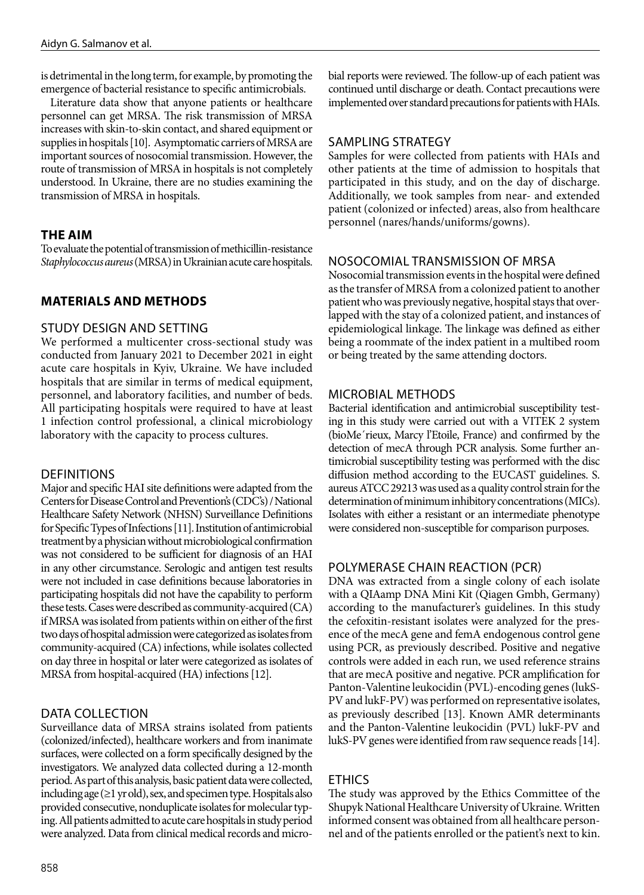is detrimental in the long term, for example, by promoting the emergence of bacterial resistance to specific antimicrobials.

Literature data show that anyone patients or healthcare personnel can get MRSA. The risk transmission of MRSA increases with skin-to-skin contact, and shared equipment or supplies in hospitals [10]. Asymptomatic carriers of MRSA are important sources of nosocomial transmission. However, the route of transmission of MRSA in hospitals is not completely understood. In Ukraine, there are no studies examining the transmission of MRSA in hospitals.

## THE AIM

To evaluate the potential of transmission of methicillin-resistance *Staphylococcus aureus* (MRSA) in Ukrainian acute care hospitals.

## MATERIALS AND METHODS

### STUDY DESIGN AND SETTING

We performed a multicenter cross-sectional study was conducted from January 2021 to December 2021 in eight acute care hospitals in Kyiv, Ukraine. We have included hospitals that are similar in terms of medical equipment, personnel, and laboratory facilities, and number of beds. All participating hospitals were required to have at least 1 infection control professional, a clinical microbiology laboratory with the capacity to process cultures.

### DEFINITIONS

Major and specific HAI site definitions were adapted from the Centers for Disease Control and Prevention's (CDC's) / National Healthcare Safety Network (NHSN) Surveillance Definitions for Specific Types of Infections [11]. Institution of antimicrobial treatment by a physician without microbiological confirmation was not considered to be sufficient for diagnosis of an HAI in any other circumstance. Serologic and antigen test results were not included in case definitions because laboratories in participating hospitals did not have the capability to perform these tests. Cases were described as community-acquired (CA) if MRSA was isolated from patients within on either of the first two days of hospital admission were categorized as isolates from community-acquired (CA) infections, while isolates collected on day three in hospital or later were categorized as isolates of MRSA from hospital-acquired (HA) infections [12].

### DATA COLLECTION

Surveillance data of MRSA strains isolated from patients (colonized/infected), healthcare workers and from inanimate surfaces, were collected on a form specifically designed by the investigators. We analyzed data collected during a 12-month period. As part of this analysis, basic patient data were collected, including age (≥1 yr old), sex, and specimen type. Hospitals also provided consecutive, nonduplicate isolates for molecular typing. All patients admitted to acute care hospitals in study period were analyzed. Data from clinical medical records and microbial reports were reviewed. The follow-up of each patient was continued until discharge or death. Contact precautions were implemented over standard precautions for patients with HAIs.

### SAMPLING STRATEGY

Samples for were collected from patients with HAIs and other patients at the time of admission to hospitals that participated in this study, and on the day of discharge. Additionally, we took samples from near- and extended patient (colonized or infected) areas, also from healthcare personnel (nares/hands/uniforms/gowns).

### NOSOCOMIAL TRANSMISSION OF MRSA

Nosocomial transmission events in the hospital were defined as the transfer of MRSA from a colonized patient to another patient who was previously negative, hospital stays that overlapped with the stay of a colonized patient, and instances of epidemiological linkage. The linkage was defined as either being a roommate of the index patient in a multibed room or being treated by the same attending doctors.

### MICROBIAL METHODS

Bacterial identification and antimicrobial susceptibility testing in this study were carried out with a VITEK 2 system (bioMe´rieux, Marcy l'Etoile, France) and confirmed by the detection of mecA through PCR analysis. Some further antimicrobial susceptibility testing was performed with the disc diffusion method according to the EUCAST guidelines. S. aureus ATCC 29213 was used as a quality control strain for the determination of minimum inhibitory concentrations (MICs). Isolates with either a resistant or an intermediate phenotype were considered non-susceptible for comparison purposes.

### POLYMERASE CHAIN REACTION (PCR)

DNA was extracted from a single colony of each isolate with a QIAamp DNA Mini Kit (Qiagen Gmbh, Germany) according to the manufacturer's guidelines. In this study the cefoxitin-resistant isolates were analyzed for the presence of the mecA gene and femA endogenous control gene using PCR, as previously described. Positive and negative controls were added in each run, we used reference strains that are mecA positive and negative. PCR amplification for Panton-Valentine leukocidin (PVL)-encoding genes (lukS-PV and lukF-PV) was performed on representative isolates, as previously described [13]. Known AMR determinants and the Panton-Valentine leukocidin (PVL) lukF-PV and lukS-PV genes were identified from raw sequence reads [14].

### ETHICS

The study was approved by the Ethics Committee of the Shupyk National Healthcare University of Ukraine. Written informed consent was obtained from all healthcare personnel and of the patients enrolled or the patient's next to kin.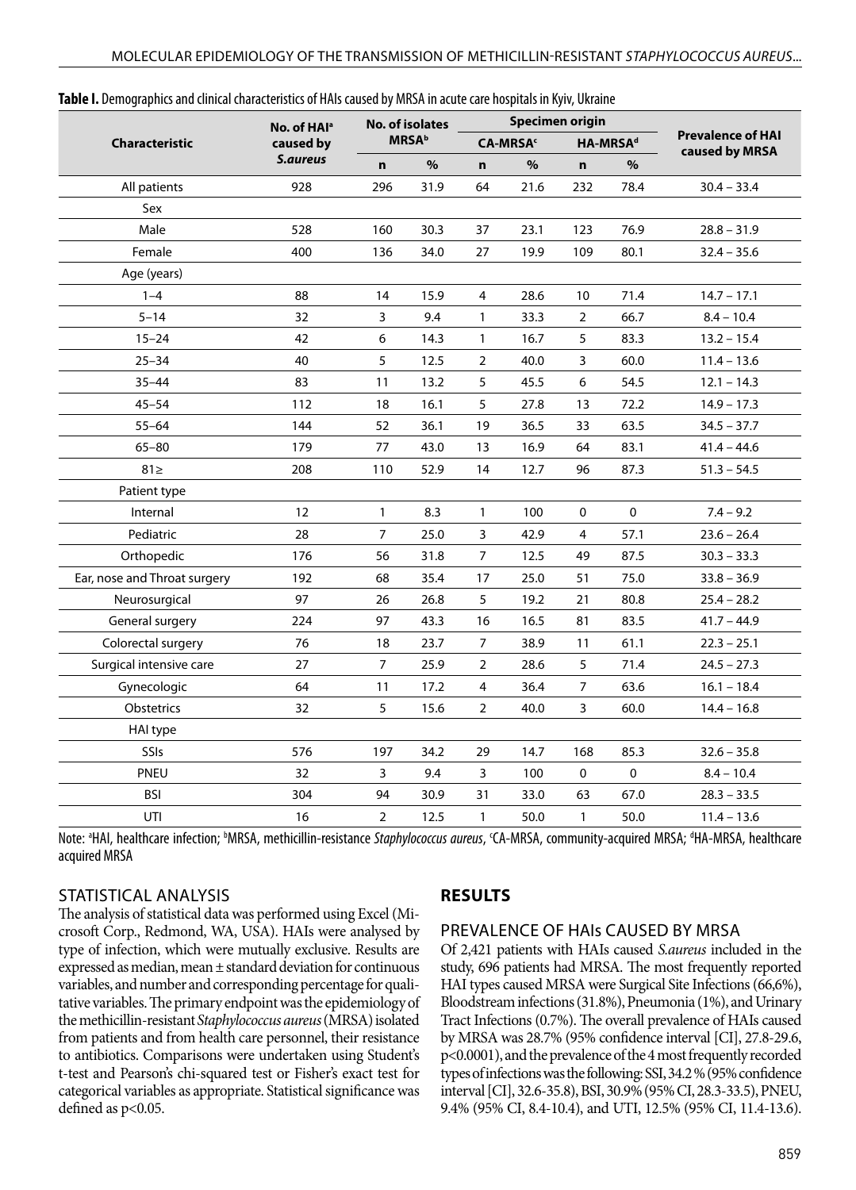**Table I.** Demographics and clinical characteristics of HAIs caused by MRSA in acute care hospitals in Kyiv, Ukraine

| Characteristic | No. of HAI[a] caused by *S.aureus* | No. of isolates MRSA[b] | | Specimen origin | | | | Prevalence of HAI caused by MRSA |
|---|---|---|---|---|---|---|---|---|
| | | | | CA-MRSA[c] | | HA-MRSA[d] | | |
| | | n | % | n | % | n | % | |
| All patients | 928 | 296 | 31.9 | 64 | 21.6 | 232 | 78.4 | 30.4 – 33.4 |
| Sex | | | | | | | | |
| Male | 528 | 160 | 30.3 | 37 | 23.1 | 123 | 76.9 | 28.8 – 31.9 |
| Female | 400 | 136 | 34.0 | 27 | 19.9 | 109 | 80.1 | 32.4 – 35.6 |
| Age (years) | | | | | | | | |
| 1–4 | 88 | 14 | 15.9 | 4 | 28.6 | 10 | 71.4 | 14.7 – 17.1 |
| 5–14 | 32 | 3 | 9.4 | 1 | 33.3 | 2 | 66.7 | 8.4 – 10.4 |
| 15–24 | 42 | 6 | 14.3 | 1 | 16.7 | 5 | 83.3 | 13.2 – 15.4 |
| 25–34 | 40 | 5 | 12.5 | 2 | 40.0 | 3 | 60.0 | 11.4 – 13.6 |
| 35–44 | 83 | 11 | 13.2 | 5 | 45.5 | 6 | 54.5 | 12.1 – 14.3 |
| 45–54 | 112 | 18 | 16.1 | 5 | 27.8 | 13 | 72.2 | 14.9 – 17.3 |
| 55–64 | 144 | 52 | 36.1 | 19 | 36.5 | 33 | 63.5 | 34.5 – 37.7 |
| 65–80 | 179 | 77 | 43.0 | 13 | 16.9 | 64 | 83.1 | 41.4 – 44.6 |
| 81≥ | 208 | 110 | 52.9 | 14 | 12.7 | 96 | 87.3 | 51.3 – 54.5 |
| Patient type | | | | | | | | |
| Internal | 12 | 1 | 8.3 | 1 | 100 | 0 | 0 | 7.4 – 9.2 |
| Pediatric | 28 | 7 | 25.0 | 3 | 42.9 | 4 | 57.1 | 23.6 – 26.4 |
| Orthopedic | 176 | 56 | 31.8 | 7 | 12.5 | 49 | 87.5 | 30.3 – 33.3 |
| Ear, nose and Throat surgery | 192 | 68 | 35.4 | 17 | 25.0 | 51 | 75.0 | 33.8 – 36.9 |
| Neurosurgical | 97 | 26 | 26.8 | 5 | 19.2 | 21 | 80.8 | 25.4 – 28.2 |
| General surgery | 224 | 97 | 43.3 | 16 | 16.5 | 81 | 83.5 | 41.7 – 44.9 |
| Colorectal surgery | 76 | 18 | 23.7 | 7 | 38.9 | 11 | 61.1 | 22.3 – 25.1 |
| Surgical intensive care | 27 | 7 | 25.9 | 2 | 28.6 | 5 | 71.4 | 24.5 – 27.3 |
| Gynecologic | 64 | 11 | 17.2 | 4 | 36.4 | 7 | 63.6 | 16.1 – 18.4 |
| Obstetrics | 32 | 5 | 15.6 | 2 | 40.0 | 3 | 60.0 | 14.4 – 16.8 |
| HAI type | | | | | | | | |
| SSIs | 576 | 197 | 34.2 | 29 | 14.7 | 168 | 85.3 | 32.6 – 35.8 |
| PNEU | 32 | 3 | 9.4 | 3 | 100 | 0 | 0 | 8.4 – 10.4 |
| BSI | 304 | 94 | 30.9 | 31 | 33.0 | 63 | 67.0 | 28.3 – 33.5 |
| UTI | 16 | 2 | 12.5 | 1 | 50.0 | 1 | 50.0 | 11.4 – 13.6 |

Note: [a]HAI, healthcare infection; [b]MRSA, methicillin-resistance *Staphylococcus aureus*, [c]CA-MRSA, community-acquired MRSA; [d]HA-MRSA, healthcare acquired MRSA

## STATISTICAL ANALYSIS

The analysis of statistical data was performed using Excel (Microsoft Corp., Redmond, WA, USA). HAIs were analysed by type of infection, which were mutually exclusive. Results are expressed as median, mean ± standard deviation for continuous variables, and number and corresponding percentage for qualitative variables. The primary endpoint was the epidemiology of the methicillin-resistant *Staphylococcus aureus* (MRSA) isolated from patients and from health care personnel, their resistance to antibiotics. Comparisons were undertaken using Student's t-test and Pearson's chi-squared test or Fisher's exact test for categorical variables as appropriate. Statistical significance was defined as $p<0.05$.

## RESULTS

### PREVALENCE OF HAIs CAUSED BY MRSA

Of 2,421 patients with HAIs caused *S.aureus* included in the study, 696 patients had MRSA. The most frequently reported HAI types caused MRSA were Surgical Site Infections (66,6%), Bloodstream infections (31.8%), Pneumonia (1%), and Urinary Tract Infections (0.7%). The overall prevalence of HAIs caused by MRSA was 28.7% (95% confidence interval [CI], 27.8-29.6, $p<0.0001$), and the prevalence of the 4 most frequently recorded types of infections was the following: SSI, 34.2 % (95% confidence interval [CI], 32.6-35.8), BSI, 30.9% (95% CI, 28.3-33.5), PNEU, 9.4% (95% CI, 8.4-10.4), and UTI, 12.5% (95% CI, 11.4-13.6).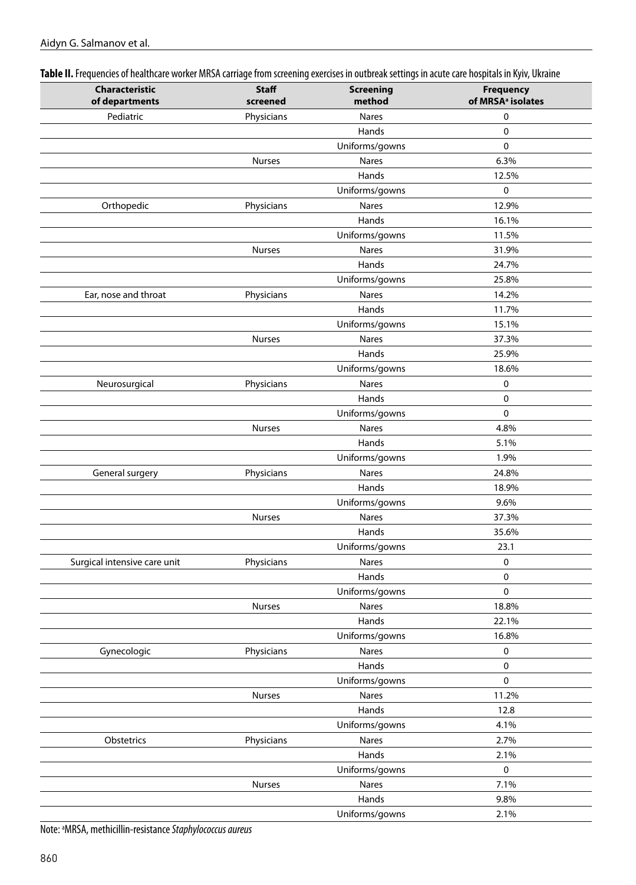**Table II.** Frequencies of healthcare worker MRSA carriage from screening exercises in outbreak settings in acute care hospitals in Kyiv, Ukraine

| Characteristic of departments | Staff screened | Screening method | Frequency of MRSA[a] isolates |
|---|---|---|---|
| Pediatric | Physicians | Nares | 0 |
| | | Hands | 0 |
| | | Uniforms/gowns | 0 |
| | Nurses | Nares | 6.3% |
| | | Hands | 12.5% |
| | | Uniforms/gowns | 0 |
| Orthopedic | Physicians | Nares | 12.9% |
| | | Hands | 16.1% |
| | | Uniforms/gowns | 11.5% |
| | Nurses | Nares | 31.9% |
| | | Hands | 24.7% |
| | | Uniforms/gowns | 25.8% |
| Ear, nose and throat | Physicians | Nares | 14.2% |
| | | Hands | 11.7% |
| | | Uniforms/gowns | 15.1% |
| | Nurses | Nares | 37.3% |
| | | Hands | 25.9% |
| | | Uniforms/gowns | 18.6% |
| Neurosurgical | Physicians | Nares | 0 |
| | | Hands | 0 |
| | | Uniforms/gowns | 0 |
| | Nurses | Nares | 4.8% |
| | | Hands | 5.1% |
| | | Uniforms/gowns | 1.9% |
| General surgery | Physicians | Nares | 24.8% |
| | | Hands | 18.9% |
| | | Uniforms/gowns | 9.6% |
| | Nurses | Nares | 37.3% |
| | | Hands | 35.6% |
| | | Uniforms/gowns | 23.1 |
| Surgical intensive care unit | Physicians | Nares | 0 |
| | | Hands | 0 |
| | | Uniforms/gowns | 0 |
| | Nurses | Nares | 18.8% |
| | | Hands | 22.1% |
| | | Uniforms/gowns | 16.8% |
| Gynecologic | Physicians | Nares | 0 |
| | | Hands | 0 |
| | | Uniforms/gowns | 0 |
| | Nurses | Nares | 11.2% |
| | | Hands | 12.8 |
| | | Uniforms/gowns | 4.1% |
| Obstetrics | Physicians | Nares | 2.7% |
| | | Hands | 2.1% |
| | | Uniforms/gowns | 0 |
| | Nurses | Nares | 7.1% |
| | | Hands | 9.8% |
| | | Uniforms/gowns | 2.1% |

Note: [a]MRSA, methicillin-resistance *Staphylococcus aureus*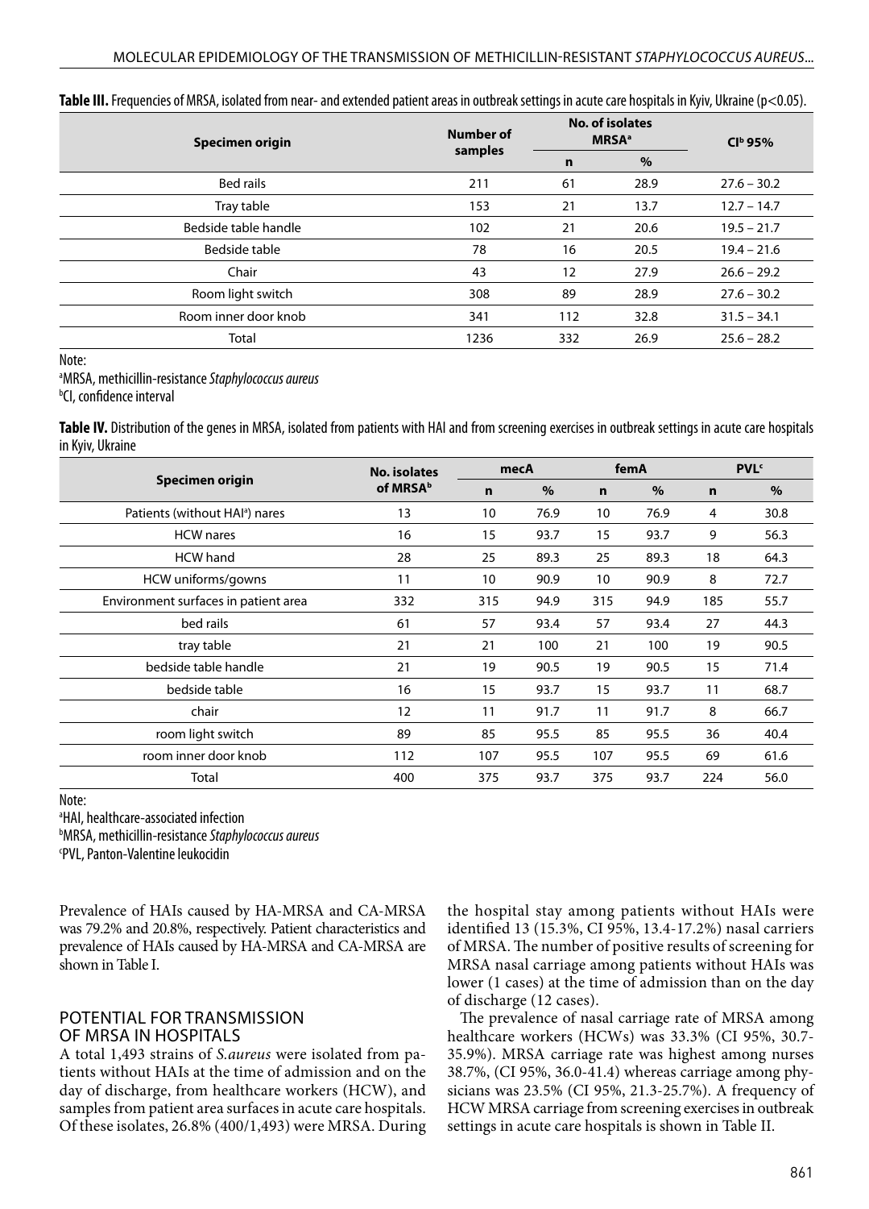**Table III.** Frequencies of MRSA, isolated from near- and extended patient areas in outbreak settings in acute care hospitals in Kyiv, Ukraine ($p<0.05$).

| Specimen origin | Number of samples | No. of isolates MRSA[a] | | CI[b] 95% |
|---|---|---|---|---|
| | | n | % | |
| Bed rails | 211 | 61 | 28.9 | 27.6 – 30.2 |
| Tray table | 153 | 21 | 13.7 | 12.7 – 14.7 |
| Bedside table handle | 102 | 21 | 20.6 | 19.5 – 21.7 |
| Bedside table | 78 | 16 | 20.5 | 19.4 – 21.6 |
| Chair | 43 | 12 | 27.9 | 26.6 – 29.2 |
| Room light switch | 308 | 89 | 28.9 | 27.6 – 30.2 |
| Room inner door knob | 341 | 112 | 32.8 | 31.5 – 34.1 |
| Total | 1236 | 332 | 26.9 | 25.6 – 28.2 |

Note:
[a]MRSA, methicillin-resistance *Staphylococcus aureus*
[b]CI, confidence interval

**Table IV.** Distribution of the genes in MRSA, isolated from patients with HAI and from screening exercises in outbreak settings in acute care hospitals in Kyiv, Ukraine

| Specimen origin | No. isolates of MRSA[b] | mecA | | femA | | PVL[c] | |
|---|---|---|---|---|---|---|---|
| | | n | % | n | % | n | % |
| Patients (without HAI[a]) nares | 13 | 10 | 76.9 | 10 | 76.9 | 4 | 30.8 |
| HCW nares | 16 | 15 | 93.7 | 15 | 93.7 | 9 | 56.3 |
| HCW hand | 28 | 25 | 89.3 | 25 | 89.3 | 18 | 64.3 |
| HCW uniforms/gowns | 11 | 10 | 90.9 | 10 | 90.9 | 8 | 72.7 |
| Environment surfaces in patient area | 332 | 315 | 94.9 | 315 | 94.9 | 185 | 55.7 |
| bed rails | 61 | 57 | 93.4 | 57 | 93.4 | 27 | 44.3 |
| tray table | 21 | 21 | 100 | 21 | 100 | 19 | 90.5 |
| bedside table handle | 21 | 19 | 90.5 | 19 | 90.5 | 15 | 71.4 |
| bedside table | 16 | 15 | 93.7 | 15 | 93.7 | 11 | 68.7 |
| chair | 12 | 11 | 91.7 | 11 | 91.7 | 8 | 66.7 |
| room light switch | 89 | 85 | 95.5 | 85 | 95.5 | 36 | 40.4 |
| room inner door knob | 112 | 107 | 95.5 | 107 | 95.5 | 69 | 61.6 |
| Total | 400 | 375 | 93.7 | 375 | 93.7 | 224 | 56.0 |

Note:
[a]HAI, healthcare-associated infection
[b]MRSA, methicillin-resistance *Staphylococcus aureus*
[c]PVL, Panton-Valentine leukocidin

Prevalence of HAIs caused by HA-MRSA and CA-MRSA was 79.2% and 20.8%, respectively. Patient characteristics and prevalence of HAIs caused by HA-MRSA and CA-MRSA are shown in Table I.

## POTENTIAL FOR TRANSMISSION OF MRSA IN HOSPITALS

A total 1,493 strains of *S.aureus* were isolated from patients without HAIs at the time of admission and on the day of discharge, from healthcare workers (HCW), and samples from patient area surfaces in acute care hospitals. Of these isolates, 26.8% (400/1,493) were MRSA. During the hospital stay among patients without HAIs were identified 13 (15.3%, CI 95%, 13.4-17.2%) nasal carriers of MRSA. The number of positive results of screening for MRSA nasal carriage among patients without HAIs was lower (1 cases) at the time of admission than on the day of discharge (12 cases).

The prevalence of nasal carriage rate of MRSA among healthcare workers (HCWs) was 33.3% (CI 95%, 30.7-35.9%). MRSA carriage rate was highest among nurses 38.7%, (CI 95%, 36.0-41.4) whereas carriage among physicians was 23.5% (CI 95%, 21.3-25.7%). A frequency of HCW MRSA carriage from screening exercises in outbreak settings in acute care hospitals is shown in Table II.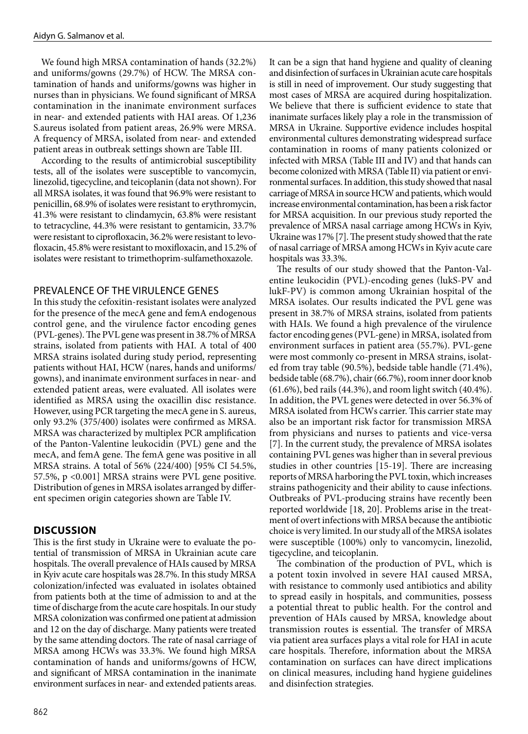We found high MRSA contamination of hands (32.2%) and uniforms/gowns (29.7%) of HCW. The MRSA contamination of hands and uniforms/gowns was higher in nurses than in physicians. We found significant of MRSA contamination in the inanimate environment surfaces in near- and extended patients with HAI areas. Of 1,236 S.aureus isolated from patient areas, 26.9% were MRSA. A frequency of MRSA, isolated from near- and extended patient areas in outbreak settings shown are Table III.

According to the results of antimicrobial susceptibility tests, all of the isolates were susceptible to vancomycin, linezolid, tigecycline, and teicoplanin (data not shown). For all MRSA isolates, it was found that 96.9% were resistant to penicillin, 68.9% of isolates were resistant to erythromycin, 41.3% were resistant to clindamycin, 63.8% were resistant to tetracycline, 44.3% were resistant to gentamicin, 33.7% were resistant to ciprofloxacin, 36.2% were resistant to levofloxacin, 45.8% were resistant to moxifloxacin, and 15.2% of isolates were resistant to trimethoprim-sulfamethoxazole.

## PREVALENCE OF THE VIRULENCE GENES

In this study the cefoxitin-resistant isolates were analyzed for the presence of the mecA gene and femA endogenous control gene, and the virulence factor encoding genes (PVL-genes). The PVL gene was present in 38.7% of MRSA strains, isolated from patients with HAI. A total of 400 MRSA strains isolated during study period, representing patients without HAI, HCW (nares, hands and uniforms/gowns), and inanimate environment surfaces in near- and extended patient areas, were evaluated. All isolates were identified as MRSA using the oxacillin disc resistance. However, using PCR targeting the mecA gene in S. aureus, only 93.2% (375/400) isolates were confirmed as MRSA. MRSA was characterized by multiplex PCR amplification of the Panton-Valentine leukocidin (PVL) gene and the mecA, and femA gene. The femA gene was positive in all MRSA strains. A total of 56% (224/400) [95% CI 54.5%, 57.5%, $p < 0.001$] MRSA strains were PVL gene positive. Distribution of genes in MRSA isolates arranged by different specimen origin categories shown are Table IV.

## DISCUSSION

This is the first study in Ukraine were to evaluate the potential of transmission of MRSA in Ukrainian acute care hospitals. The overall prevalence of HAIs caused by MRSA in Kyiv acute care hospitals was 28.7%. In this study MRSA colonization/infected was evaluated in isolates obtained from patients both at the time of admission to and at the time of discharge from the acute care hospitals. In our study MRSA colonization was confirmed one patient at admission and 12 on the day of discharge. Many patients were treated by the same attending doctors. The rate of nasal carriage of MRSA among HCWs was 33.3%. We found high MRSA contamination of hands and uniforms/gowns of HCW, and significant of MRSA contamination in the inanimate environment surfaces in near- and extended patients areas. It can be a sign that hand hygiene and quality of cleaning and disinfection of surfaces in Ukrainian acute care hospitals is still in need of improvement. Our study suggesting that most cases of MRSA are acquired during hospitalization. We believe that there is sufficient evidence to state that inanimate surfaces likely play a role in the transmission of MRSA in Ukraine. Supportive evidence includes hospital environmental cultures demonstrating widespread surface contamination in rooms of many patients colonized or infected with MRSA (Table III and IV) and that hands can become colonized with MRSA (Table II) via patient or environmental surfaces. In addition, this study showed that nasal carriage of MRSA in source HCW and patients, which would increase environmental contamination, has been a risk factor for MRSA acquisition. In our previous study reported the prevalence of MRSA nasal carriage among HCWs in Kyiv, Ukraine was 17% [7]. The present study showed that the rate of nasal carriage of MRSA among HCWs in Kyiv acute care hospitals was 33.3%.

The results of our study showed that the Panton-Valentine leukocidin (PVL)-encoding genes (lukS-PV and lukF-PV) is common among Ukrainian hospital of the MRSA isolates. Our results indicated the PVL gene was present in 38.7% of MRSA strains, isolated from patients with HAIs. We found a high prevalence of the virulence factor encoding genes (PVL-gene) in MRSA, isolated from environment surfaces in patient area (55.7%). PVL-gene were most commonly co-present in MRSA strains, isolated from tray table (90.5%), bedside table handle (71.4%), bedside table (68.7%), chair (66.7%), room inner door knob (61.6%), bed rails (44.3%), and room light switch (40.4%). In addition, the PVL genes were detected in over 56.3% of MRSA isolated from HCWs carrier. This carrier state may also be an important risk factor for transmission MRSA from physicians and nurses to patients and vice-versa [7]. In the current study, the prevalence of MRSA isolates containing PVL genes was higher than in several previous studies in other countries [15-19]. There are increasing reports of MRSA harboring the PVL toxin, which increases strains pathogenicity and their ability to cause infections. Outbreaks of PVL-producing strains have recently been reported worldwide [18, 20]. Problems arise in the treatment of overt infections with MRSA because the antibiotic choice is very limited. In our study all of the MRSA isolates were susceptible (100%) only to vancomycin, linezolid, tigecycline, and teicoplanin.

The combination of the production of PVL, which is a potent toxin involved in severe HAI caused MRSA, with resistance to commonly used antibiotics and ability to spread easily in hospitals, and communities, possess a potential threat to public health. For the control and prevention of HAIs caused by MRSA, knowledge about transmission routes is essential. The transfer of MRSA via patient area surfaces plays a vital role for HAI in acute care hospitals. Therefore, information about the MRSA contamination on surfaces can have direct implications on clinical measures, including hand hygiene guidelines and disinfection strategies.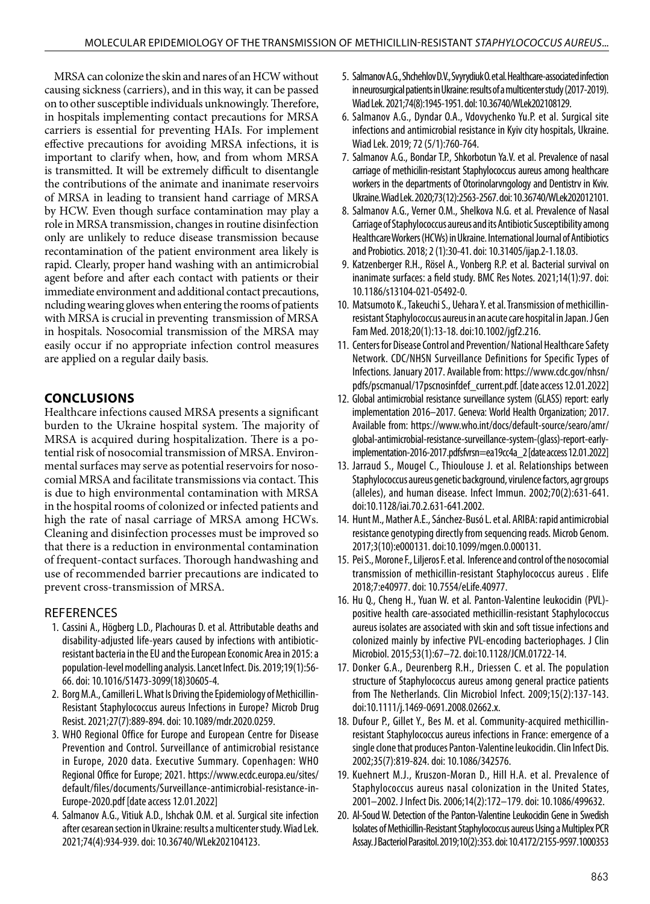MRSA can colonize the skin and nares of an HCW without causing sickness (carriers), and in this way, it can be passed on to other susceptible individuals unknowingly. Therefore, in hospitals implementing contact precautions for MRSA carriers is essential for preventing HAIs. For implement effective precautions for avoiding MRSA infections, it is important to clarify when, how, and from whom MRSA is transmitted. It will be extremely difficult to disentangle the contributions of the animate and inanimate reservoirs of MRSA in leading to transient hand carriage of MRSA by HCW. Even though surface contamination may play a role in MRSA transmission, changes in routine disinfection only are unlikely to reduce disease transmission because recontamination of the patient environment area likely is rapid. Clearly, proper hand washing with an antimicrobial agent before and after each contact with patients or their immediate environment and additional contact precautions, ncluding wearing gloves when entering the rooms of patients with MRSA is crucial in preventing transmission of MRSA in hospitals. Nosocomial transmission of the MRSA may easily occur if no appropriate infection control measures are applied on a regular daily basis.

## CONCLUSIONS

Healthcare infections caused MRSA presents a significant burden to the Ukraine hospital system. The majority of MRSA is acquired during hospitalization. There is a potential risk of nosocomial transmission of MRSA. Environmental surfaces may serve as potential reservoirs for nosocomial MRSA and facilitate transmissions via contact. This is due to high environmental contamination with MRSA in the hospital rooms of colonized or infected patients and high the rate of nasal carriage of MRSA among HCWs. Cleaning and disinfection processes must be improved so that there is a reduction in environmental contamination of frequent-contact surfaces. Thorough handwashing and use of recommended barrier precautions are indicated to prevent cross-transmission of MRSA.

## REFERENCES

1. Cassini A., Högberg L.D., Plachouras D. et al. Attributable deaths and disability-adjusted life-years caused by infections with antibiotic-resistant bacteria in the EU and the European Economic Area in 2015: a population-level modelling analysis. Lancet Infect. Dis. 2019;19(1):56-66. doi: 10.1016/S1473-3099(18)30605-4.
2. Borg M.A., Camilleri L. What Is Driving the Epidemiology of Methicillin-Resistant Staphylococcus aureus Infections in Europe? Microb Drug Resist. 2021;27(7):889-894. doi: 10.1089/mdr.2020.0259.
3. WHO Regional Office for Europe and European Centre for Disease Prevention and Control. Surveillance of antimicrobial resistance in Europe, 2020 data. Executive Summary. Copenhagen: WHO Regional Office for Europe; 2021. https://www.ecdc.europa.eu/sites/default/files/documents/Surveillance-antimicrobial-resistance-in-Europe-2020.pdf [date access 12.01.2022]
4. Salmanov A.G., Vitiuk A.D., Ishchak O.M. et al. Surgical site infection after cesarean section in Ukraine: results a multicenter study. Wiad Lek. 2021;74(4):934-939. doi: 10.36740/WLek202104123.
5. Salmanov A.G., Shchehlov D.V., Svyrydiuk O. et al. Healthcare-associated infection in neurosurgical patients in Ukraine: results of a multicenter study (2017-2019). Wiad Lek. 2021;74(8):1945-1951. doi: 10.36740/WLek202108129.
6. Salmanov A.G., Dyndar O.A., Vdovychenko Yu.P. et al. Surgical site infections and antimicrobial resistance in Kyiv city hospitals, Ukraine. Wiad Lek. 2019; 72 (5/1):760-764.
7. Salmanov A.G., Bondar T.P., Shkorbotun Ya.V. et al. Prevalence of nasal carriage of methicilin-resistant Staphylococcus aureus among healthcare workers in the departments of Otorinolarvngology and Dentistrv in Kviv. Ukraine. Wiad Lek. 2020;73(12):2563-2567. doi: 10.36740/WLek202012101.
8. Salmanov A.G., Verner O.M., Shelkova N.G. et al. Prevalence of Nasal Carriage of Staphylococcus aureus and its Antibiotic Susceptibility among Healthcare Workers (HCWs) in Ukraine. International Journal of Antibiotics and Probiotics. 2018; 2 (1):30-41. doi: 10.31405/ijap.2-1.18.03.
9. Katzenberger R.H., Rösel A., Vonberg R.P. et al. Bacterial survival on inanimate surfaces: a field study. BMC Res Notes. 2021;14(1):97. doi: 10.1186/s13104-021-05492-0.
10. Matsumoto K., Takeuchi S., Uehara Y. et al. Transmission of methicillin-resistant Staphylococcus aureus in an acute care hospital in Japan. J Gen Fam Med. 2018;20(1):13-18. doi:10.1002/jgf2.216.
11. Centers for Disease Control and Prevention/ National Healthcare Safety Network. CDC/NHSN Surveillance Definitions for Specific Types of Infections. January 2017. Available from: https://www.cdc.gov/nhsn/pdfs/pscmanual/17pscnosinfdef_current.pdf. [date access 12.01.2022]
12. Global antimicrobial resistance surveillance system (GLASS) report: early implementation 2016–2017. Geneva: World Health Organization; 2017. Available from: https://www.who.int/docs/default-source/searo/amr/global-antimicrobial-resistance-surveillance-system-(glass)-report-early-implementation-2016-2017.pdfsfvrsn=ea19cc4a_2 [date access 12.01.2022]
13. Jarraud S., Mougel C., Thioulouse J. et al. Relationships between Staphylococcus aureus genetic background, virulence factors, agr groups (alleles), and human disease. Infect Immun. 2002;70(2):631-641. doi:10.1128/iai.70.2.631-641.2002.
14. Hunt M., Mather A.E., Sánchez-Busó L. et al. ARIBA: rapid antimicrobial resistance genotyping directly from sequencing reads. Microb Genom. 2017;3(10):e000131. doi:10.1099/mgen.0.000131.
15. Pei S., Morone F., Liljeros F. et al. Inference and control of the nosocomial transmission of methicillin-resistant Staphylococcus aureus . Elife 2018;7:e40977. doi: 10.7554/eLife.40977.
16. Hu Q., Cheng H., Yuan W. et al. Panton-Valentine leukocidin (PVL)-positive health care-associated methicillin-resistant Staphylococcus aureus isolates are associated with skin and soft tissue infections and colonized mainly by infective PVL-encoding bacteriophages. J Clin Microbiol. 2015;53(1):67–72. doi:10.1128/JCM.01722-14.
17. Donker G.A., Deurenberg R.H., Driessen C. et al. The population structure of Staphylococcus aureus among general practice patients from The Netherlands. Clin Microbiol Infect. 2009;15(2):137-143. doi:10.1111/j.1469-0691.2008.02662.x.
18. Dufour P., Gillet Y., Bes M. et al. Community-acquired methicillin-resistant Staphylococcus aureus infections in France: emergence of a single clone that produces Panton-Valentine leukocidin. Clin Infect Dis. 2002;35(7):819-824. doi: 10.1086/342576.
19. Kuehnert M.J., Kruszon-Moran D., Hill H.A. et al. Prevalence of Staphylococcus aureus nasal colonization in the United States, 2001–2002. J Infect Dis. 2006;14(2):172–179. doi: 10.1086/499632.
20. Al-Soud W. Detection of the Panton-Valentine Leukocidin Gene in Swedish Isolates of Methicillin-Resistant Staphylococcus aureus Using a Multiplex PCR Assay. J Bacteriol Parasitol. 2019;10(2):353. doi: 10.4172/2155-9597.1000353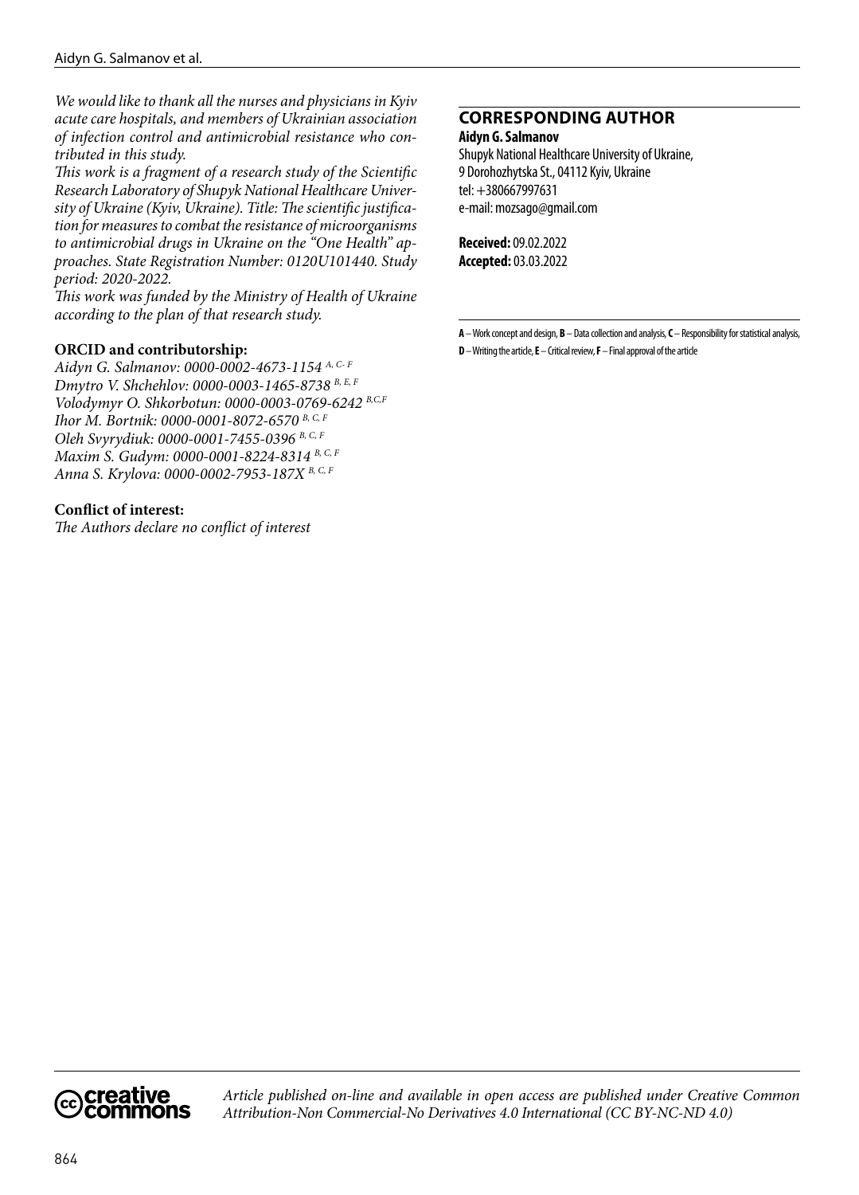*We would like to thank all the nurses and physicians in Kyiv acute care hospitals, and members of Ukrainian association of infection control and antimicrobial resistance who contributed in this study.*

*This work is a fragment of a research study of the Scientific Research Laboratory of Shupyk National Healthcare University of Ukraine (Kyiv, Ukraine). Title: The scientific justification for measures to combat the resistance of microorganisms to antimicrobial drugs in Ukraine on the "One Health" approaches. State Registration Number: 0120U101440. Study period: 2020-2022.*

*This work was funded by the Ministry of Health of Ukraine according to the plan of that research study.*

**ORCID and contributorship:**

*Aidyn G. Salmanov: 0000-0002-4673-1154* [A, C- F]
*Dmytro V. Shchehlov: 0000-0003-1465-8738* [B, E, F]
*Volodymyr O. Shkorbotun: 0000-0003-0769-6242* [B,C,F]
*Ihor M. Bortnik: 0000-0001-8072-6570* [B, C, F]
*Oleh Svyrydiuk: 0000-0001-7455-0396* [B, C, F]
*Maxim S. Gudym: 0000-0001-8224-8314* [B, C, F]
*Anna S. Krylova: 0000-0002-7953-187X* [B, C, F]

**Conflict of interest:**

*The Authors declare no conflict of interest*

## CORRESPONDING AUTHOR

**Aidyn G. Salmanov**
Shupyk National Healthcare University of Ukraine,
9 Dorohozhytska St., 04112 Kyiv, Ukraine
tel: +380667997631
e-mail: mozsago@gmail.com

**Received:** 09.02.2022
**Accepted:** 03.03.2022

**A** – Work concept and design, **B** – Data collection and analysis, **C** – Responsibility for statistical analysis,
**D** – Writing the article, **E** – Critical review, **F** – Final approval of the article

*Article published on-line and available in open access are published under Creative Common Attribution-Non Commercial-No Derivatives 4.0 International (CC BY-NC-ND 4.0)*